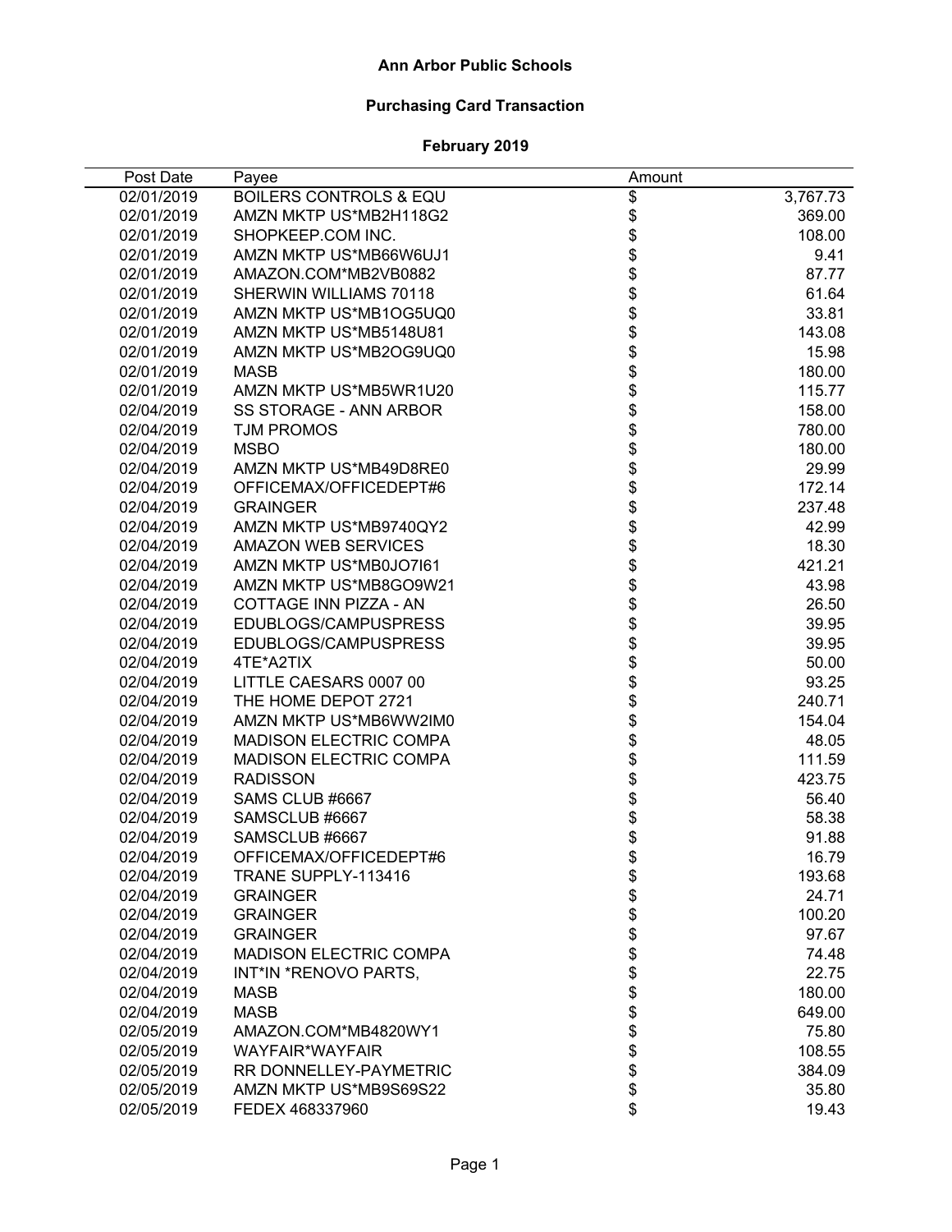# Ann Arbor Public Schools

## Purchasing Card Transaction

### February 2019

| Post Date | Payee | Amount | |
|---|---|---|---|
| 02/01/2019 | BOILERS CONTROLS & EQU | $ | 3,767.73 |
| 02/01/2019 | AMZN MKTP US*MB2H118G2 | $ | 369.00 |
| 02/01/2019 | SHOPKEEP.COM INC. | $ | 108.00 |
| 02/01/2019 | AMZN MKTP US*MB66W6UJ1 | $ | 9.41 |
| 02/01/2019 | AMAZON.COM*MB2VB0882 | $ | 87.77 |
| 02/01/2019 | SHERWIN WILLIAMS 70118 | $ | 61.64 |
| 02/01/2019 | AMZN MKTP US*MB1OG5UQ0 | $ | 33.81 |
| 02/01/2019 | AMZN MKTP US*MB5148U81 | $ | 143.08 |
| 02/01/2019 | AMZN MKTP US*MB2OG9UQ0 | $ | 15.98 |
| 02/01/2019 | MASB | $ | 180.00 |
| 02/01/2019 | AMZN MKTP US*MB5WR1U20 | $ | 115.77 |
| 02/04/2019 | SS STORAGE - ANN ARBOR | $ | 158.00 |
| 02/04/2019 | TJM PROMOS | $ | 780.00 |
| 02/04/2019 | MSBO | $ | 180.00 |
| 02/04/2019 | AMZN MKTP US*MB49D8RE0 | $ | 29.99 |
| 02/04/2019 | OFFICEMAX/OFFICEDEPT#6 | $ | 172.14 |
| 02/04/2019 | GRAINGER | $ | 237.48 |
| 02/04/2019 | AMZN MKTP US*MB9740QY2 | $ | 42.99 |
| 02/04/2019 | AMAZON WEB SERVICES | $ | 18.30 |
| 02/04/2019 | AMZN MKTP US*MB0JO7I61 | $ | 421.21 |
| 02/04/2019 | AMZN MKTP US*MB8GO9W21 | $ | 43.98 |
| 02/04/2019 | COTTAGE INN PIZZA - AN | $ | 26.50 |
| 02/04/2019 | EDUBLOGS/CAMPUSPRESS | $ | 39.95 |
| 02/04/2019 | EDUBLOGS/CAMPUSPRESS | $ | 39.95 |
| 02/04/2019 | 4TE*A2TIX | $ | 50.00 |
| 02/04/2019 | LITTLE CAESARS 0007 00 | $ | 93.25 |
| 02/04/2019 | THE HOME DEPOT 2721 | $ | 240.71 |
| 02/04/2019 | AMZN MKTP US*MB6WW2IM0 | $ | 154.04 |
| 02/04/2019 | MADISON ELECTRIC COMPA | $ | 48.05 |
| 02/04/2019 | MADISON ELECTRIC COMPA | $ | 111.59 |
| 02/04/2019 | RADISSON | $ | 423.75 |
| 02/04/2019 | SAMS CLUB #6667 | $ | 56.40 |
| 02/04/2019 | SAMSCLUB #6667 | $ | 58.38 |
| 02/04/2019 | SAMSCLUB #6667 | $ | 91.88 |
| 02/04/2019 | OFFICEMAX/OFFICEDEPT#6 | $ | 16.79 |
| 02/04/2019 | TRANE SUPPLY-113416 | $ | 193.68 |
| 02/04/2019 | GRAINGER | $ | 24.71 |
| 02/04/2019 | GRAINGER | $ | 100.20 |
| 02/04/2019 | GRAINGER | $ | 97.67 |
| 02/04/2019 | MADISON ELECTRIC COMPA | $ | 74.48 |
| 02/04/2019 | INT*IN *RENOVO PARTS, | $ | 22.75 |
| 02/04/2019 | MASB | $ | 180.00 |
| 02/04/2019 | MASB | $ | 649.00 |
| 02/05/2019 | AMAZON.COM*MB4820WY1 | $ | 75.80 |
| 02/05/2019 | WAYFAIR*WAYFAIR | $ | 108.55 |
| 02/05/2019 | RR DONNELLEY-PAYMETRIC | $ | 384.09 |
| 02/05/2019 | AMZN MKTP US*MB9S69S22 | $ | 35.80 |
| 02/05/2019 | FEDEX 468337960 | $ | 19.43 |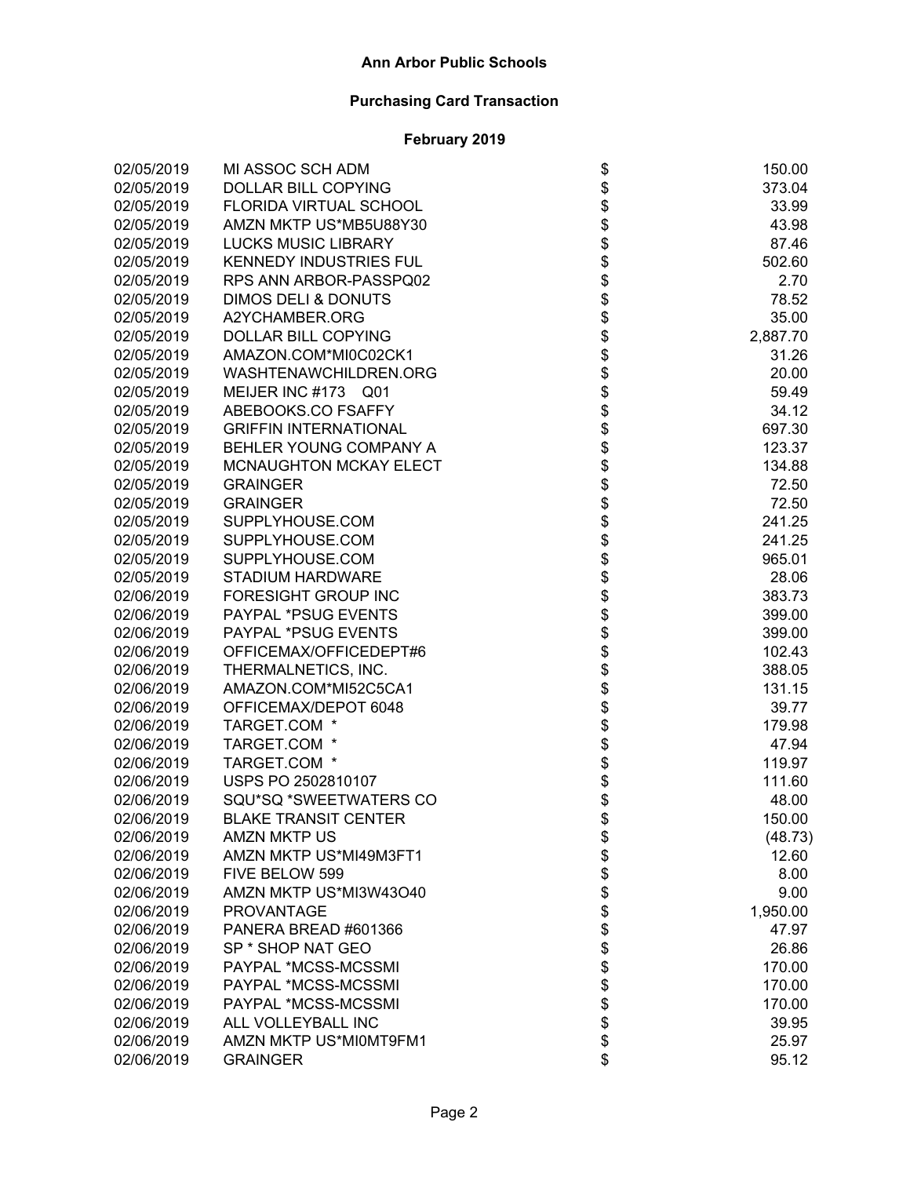# Ann Arbor Public Schools

## Purchasing Card Transaction

### February 2019

| Date | Vendor | | Amount |
|---|---|---|---|
| 02/05/2019 | MI ASSOC SCH ADM | $ | 150.00 |
| 02/05/2019 | DOLLAR BILL COPYING | $ | 373.04 |
| 02/05/2019 | FLORIDA VIRTUAL SCHOOL | $ | 33.99 |
| 02/05/2019 | AMZN MKTP US*MB5U88Y30 | $ | 43.98 |
| 02/05/2019 | LUCKS MUSIC LIBRARY | $ | 87.46 |
| 02/05/2019 | KENNEDY INDUSTRIES FUL | $ | 502.60 |
| 02/05/2019 | RPS ANN ARBOR-PASSPQ02 | $ | 2.70 |
| 02/05/2019 | DIMOS DELI & DONUTS | $ | 78.52 |
| 02/05/2019 | A2YCHAMBER.ORG | $ | 35.00 |
| 02/05/2019 | DOLLAR BILL COPYING | $ | 2,887.70 |
| 02/05/2019 | AMAZON.COM*MI0C02CK1 | $ | 31.26 |
| 02/05/2019 | WASHTENAWCHILDREN.ORG | $ | 20.00 |
| 02/05/2019 | MEIJER INC #173 Q01 | $ | 59.49 |
| 02/05/2019 | ABEBOOKS.CO FSAFFY | $ | 34.12 |
| 02/05/2019 | GRIFFIN INTERNATIONAL | $ | 697.30 |
| 02/05/2019 | BEHLER YOUNG COMPANY A | $ | 123.37 |
| 02/05/2019 | MCNAUGHTON MCKAY ELECT | $ | 134.88 |
| 02/05/2019 | GRAINGER | $ | 72.50 |
| 02/05/2019 | GRAINGER | $ | 72.50 |
| 02/05/2019 | SUPPLYHOUSE.COM | $ | 241.25 |
| 02/05/2019 | SUPPLYHOUSE.COM | $ | 241.25 |
| 02/05/2019 | SUPPLYHOUSE.COM | $ | 965.01 |
| 02/05/2019 | STADIUM HARDWARE | $ | 28.06 |
| 02/06/2019 | FORESIGHT GROUP INC | $ | 383.73 |
| 02/06/2019 | PAYPAL *PSUG EVENTS | $ | 399.00 |
| 02/06/2019 | PAYPAL *PSUG EVENTS | $ | 399.00 |
| 02/06/2019 | OFFICEMAX/OFFICEDEPT#6 | $ | 102.43 |
| 02/06/2019 | THERMALNETICS, INC. | $ | 388.05 |
| 02/06/2019 | AMAZON.COM*MI52C5CA1 | $ | 131.15 |
| 02/06/2019 | OFFICEMAX/DEPOT 6048 | $ | 39.77 |
| 02/06/2019 | TARGET.COM * | $ | 179.98 |
| 02/06/2019 | TARGET.COM * | $ | 47.94 |
| 02/06/2019 | TARGET.COM * | $ | 119.97 |
| 02/06/2019 | USPS PO 2502810107 | $ | 111.60 |
| 02/06/2019 | SQU*SQ *SWEETWATERS CO | $ | 48.00 |
| 02/06/2019 | BLAKE TRANSIT CENTER | $ | 150.00 |
| 02/06/2019 | AMZN MKTP US | $ | (48.73) |
| 02/06/2019 | AMZN MKTP US*MI49M3FT1 | $ | 12.60 |
| 02/06/2019 | FIVE BELOW 599 | $ | 8.00 |
| 02/06/2019 | AMZN MKTP US*MI3W43O40 | $ | 9.00 |
| 02/06/2019 | PROVANTAGE | $ | 1,950.00 |
| 02/06/2019 | PANERA BREAD #601366 | $ | 47.97 |
| 02/06/2019 | SP * SHOP NAT GEO | $ | 26.86 |
| 02/06/2019 | PAYPAL *MCSS-MCSSMI | $ | 170.00 |
| 02/06/2019 | PAYPAL *MCSS-MCSSMI | $ | 170.00 |
| 02/06/2019 | PAYPAL *MCSS-MCSSMI | $ | 170.00 |
| 02/06/2019 | ALL VOLLEYBALL INC | $ | 39.95 |
| 02/06/2019 | AMZN MKTP US*MI0MT9FM1 | $ | 25.97 |
| 02/06/2019 | GRAINGER | $ | 95.12 |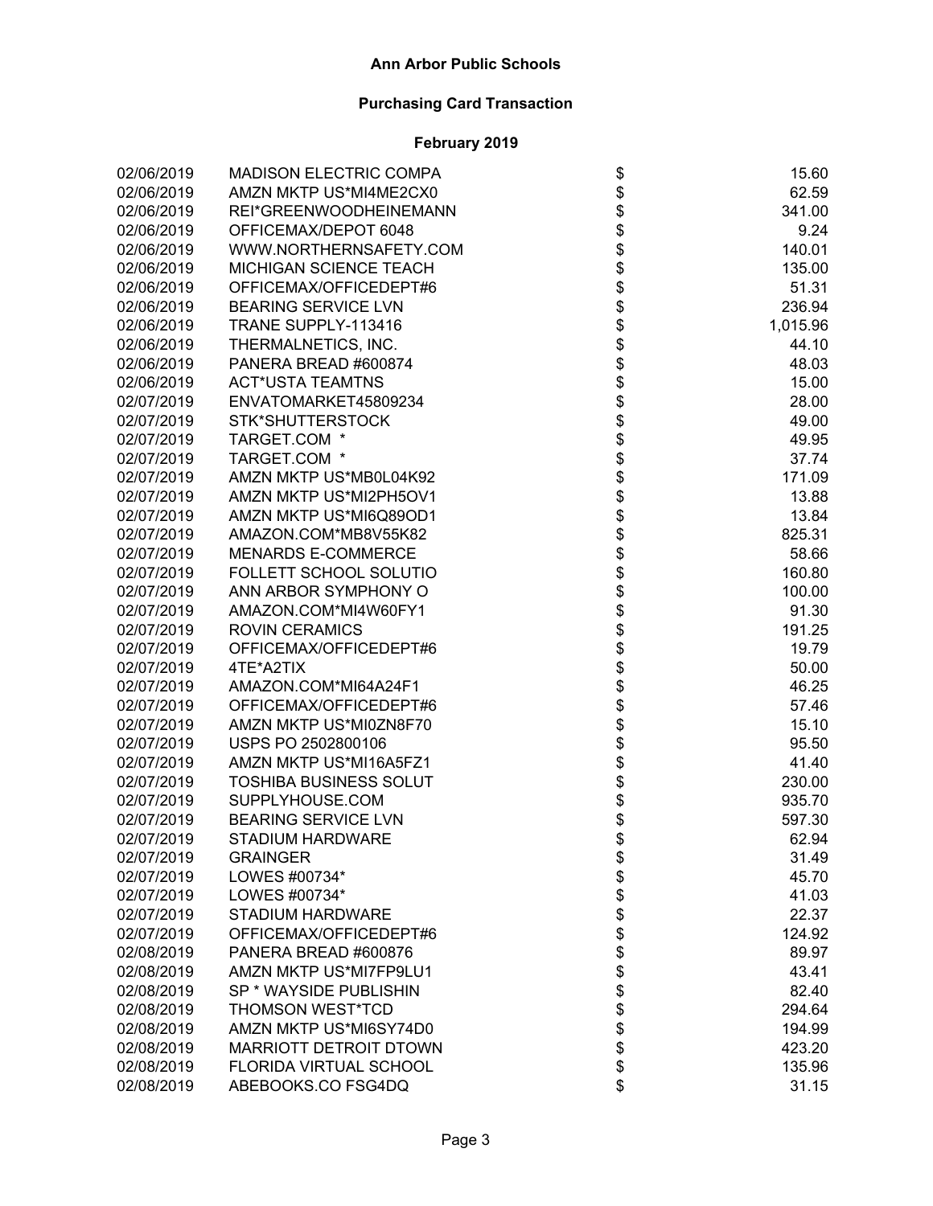# Ann Arbor Public Schools

## Purchasing Card Transaction

### February 2019

| | | | |
|---|---|---|---|
| 02/06/2019 | MADISON ELECTRIC COMPA | $ | 15.60 |
| 02/06/2019 | AMZN MKTP US*MI4ME2CX0 | $ | 62.59 |
| 02/06/2019 | REI*GREENWOODHEINEMANN | $ | 341.00 |
| 02/06/2019 | OFFICEMAX/DEPOT 6048 | $ | 9.24 |
| 02/06/2019 | WWW.NORTHERNSAFETY.COM | $ | 140.01 |
| 02/06/2019 | MICHIGAN SCIENCE TEACH | $ | 135.00 |
| 02/06/2019 | OFFICEMAX/OFFICEDEPT#6 | $ | 51.31 |
| 02/06/2019 | BEARING SERVICE LVN | $ | 236.94 |
| 02/06/2019 | TRANE SUPPLY-113416 | $ | 1,015.96 |
| 02/06/2019 | THERMALNETICS, INC. | $ | 44.10 |
| 02/06/2019 | PANERA BREAD #600874 | $ | 48.03 |
| 02/06/2019 | ACT*USTA TEAMTNS | $ | 15.00 |
| 02/07/2019 | ENVATOMARKET45809234 | $ | 28.00 |
| 02/07/2019 | STK*SHUTTERSTOCK | $ | 49.00 |
| 02/07/2019 | TARGET.COM * | $ | 49.95 |
| 02/07/2019 | TARGET.COM * | $ | 37.74 |
| 02/07/2019 | AMZN MKTP US*MB0L04K92 | $ | 171.09 |
| 02/07/2019 | AMZN MKTP US*MI2PH5OV1 | $ | 13.88 |
| 02/07/2019 | AMZN MKTP US*MI6Q89OD1 | $ | 13.84 |
| 02/07/2019 | AMAZON.COM*MB8V55K82 | $ | 825.31 |
| 02/07/2019 | MENARDS E-COMMERCE | $ | 58.66 |
| 02/07/2019 | FOLLETT SCHOOL SOLUTIO | $ | 160.80 |
| 02/07/2019 | ANN ARBOR SYMPHONY O | $ | 100.00 |
| 02/07/2019 | AMAZON.COM*MI4W60FY1 | $ | 91.30 |
| 02/07/2019 | ROVIN CERAMICS | $ | 191.25 |
| 02/07/2019 | OFFICEMAX/OFFICEDEPT#6 | $ | 19.79 |
| 02/07/2019 | 4TE*A2TIX | $ | 50.00 |
| 02/07/2019 | AMAZON.COM*MI64A24F1 | $ | 46.25 |
| 02/07/2019 | OFFICEMAX/OFFICEDEPT#6 | $ | 57.46 |
| 02/07/2019 | AMZN MKTP US*MI0ZN8F70 | $ | 15.10 |
| 02/07/2019 | USPS PO 2502800106 | $ | 95.50 |
| 02/07/2019 | AMZN MKTP US*MI16A5FZ1 | $ | 41.40 |
| 02/07/2019 | TOSHIBA BUSINESS SOLUT | $ | 230.00 |
| 02/07/2019 | SUPPLYHOUSE.COM | $ | 935.70 |
| 02/07/2019 | BEARING SERVICE LVN | $ | 597.30 |
| 02/07/2019 | STADIUM HARDWARE | $ | 62.94 |
| 02/07/2019 | GRAINGER | $ | 31.49 |
| 02/07/2019 | LOWES #00734* | $ | 45.70 |
| 02/07/2019 | LOWES #00734* | $ | 41.03 |
| 02/07/2019 | STADIUM HARDWARE | $ | 22.37 |
| 02/07/2019 | OFFICEMAX/OFFICEDEPT#6 | $ | 124.92 |
| 02/08/2019 | PANERA BREAD #600876 | $ | 89.97 |
| 02/08/2019 | AMZN MKTP US*MI7FP9LU1 | $ | 43.41 |
| 02/08/2019 | SP * WAYSIDE PUBLISHIN | $ | 82.40 |
| 02/08/2019 | THOMSON WEST*TCD | $ | 294.64 |
| 02/08/2019 | AMZN MKTP US*MI6SY74D0 | $ | 194.99 |
| 02/08/2019 | MARRIOTT DETROIT DTOWN | $ | 423.20 |
| 02/08/2019 | FLORIDA VIRTUAL SCHOOL | $ | 135.96 |
| 02/08/2019 | ABEBOOKS.CO FSG4DQ | $ | 31.15 |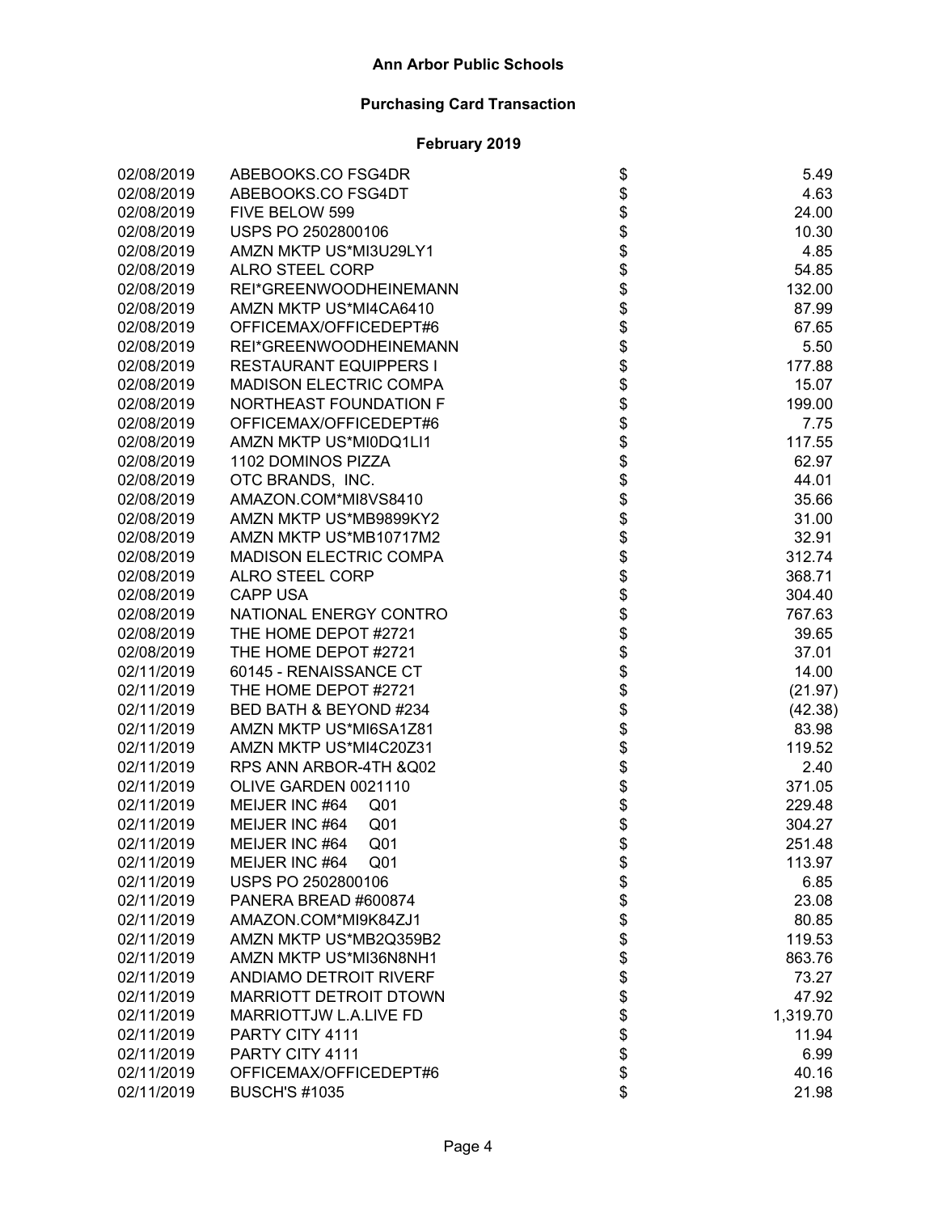**Ann Arbor Public Schools**

**Purchasing Card Transaction**

**February 2019**

| | | | |
|---|---|---|---|
| 02/08/2019 | ABEBOOKS.CO FSG4DR | $ | 5.49 |
| 02/08/2019 | ABEBOOKS.CO FSG4DT | $ | 4.63 |
| 02/08/2019 | FIVE BELOW 599 | $ | 24.00 |
| 02/08/2019 | USPS PO 2502800106 | $ | 10.30 |
| 02/08/2019 | AMZN MKTP US*MI3U29LY1 | $ | 4.85 |
| 02/08/2019 | ALRO STEEL CORP | $ | 54.85 |
| 02/08/2019 | REI*GREENWOODHEINEMANN | $ | 132.00 |
| 02/08/2019 | AMZN MKTP US*MI4CA6410 | $ | 87.99 |
| 02/08/2019 | OFFICEMAX/OFFICEDEPT#6 | $ | 67.65 |
| 02/08/2019 | REI*GREENWOODHEINEMANN | $ | 5.50 |
| 02/08/2019 | RESTAURANT EQUIPPERS I | $ | 177.88 |
| 02/08/2019 | MADISON ELECTRIC COMPA | $ | 15.07 |
| 02/08/2019 | NORTHEAST FOUNDATION F | $ | 199.00 |
| 02/08/2019 | OFFICEMAX/OFFICEDEPT#6 | $ | 7.75 |
| 02/08/2019 | AMZN MKTP US*MI0DQ1LI1 | $ | 117.55 |
| 02/08/2019 | 1102 DOMINOS PIZZA | $ | 62.97 |
| 02/08/2019 | OTC BRANDS, INC. | $ | 44.01 |
| 02/08/2019 | AMAZON.COM*MI8VS8410 | $ | 35.66 |
| 02/08/2019 | AMZN MKTP US*MB9899KY2 | $ | 31.00 |
| 02/08/2019 | AMZN MKTP US*MB10717M2 | $ | 32.91 |
| 02/08/2019 | MADISON ELECTRIC COMPA | $ | 312.74 |
| 02/08/2019 | ALRO STEEL CORP | $ | 368.71 |
| 02/08/2019 | CAPP USA | $ | 304.40 |
| 02/08/2019 | NATIONAL ENERGY CONTRO | $ | 767.63 |
| 02/08/2019 | THE HOME DEPOT #2721 | $ | 39.65 |
| 02/08/2019 | THE HOME DEPOT #2721 | $ | 37.01 |
| 02/11/2019 | 60145 - RENAISSANCE CT | $ | 14.00 |
| 02/11/2019 | THE HOME DEPOT #2721 | $ | (21.97) |
| 02/11/2019 | BED BATH & BEYOND #234 | $ | (42.38) |
| 02/11/2019 | AMZN MKTP US*MI6SA1Z81 | $ | 83.98 |
| 02/11/2019 | AMZN MKTP US*MI4C20Z31 | $ | 119.52 |
| 02/11/2019 | RPS ANN ARBOR-4TH &Q02 | $ | 2.40 |
| 02/11/2019 | OLIVE GARDEN 0021110 | $ | 371.05 |
| 02/11/2019 | MEIJER INC #64 Q01 | $ | 229.48 |
| 02/11/2019 | MEIJER INC #64 Q01 | $ | 304.27 |
| 02/11/2019 | MEIJER INC #64 Q01 | $ | 251.48 |
| 02/11/2019 | MEIJER INC #64 Q01 | $ | 113.97 |
| 02/11/2019 | USPS PO 2502800106 | $ | 6.85 |
| 02/11/2019 | PANERA BREAD #600874 | $ | 23.08 |
| 02/11/2019 | AMAZON.COM*MI9K84ZJ1 | $ | 80.85 |
| 02/11/2019 | AMZN MKTP US*MB2Q359B2 | $ | 119.53 |
| 02/11/2019 | AMZN MKTP US*MI36N8NH1 | $ | 863.76 |
| 02/11/2019 | ANDIAMO DETROIT RIVERF | $ | 73.27 |
| 02/11/2019 | MARRIOTT DETROIT DTOWN | $ | 47.92 |
| 02/11/2019 | MARRIOTTJW L.A.LIVE FD | $ | 1,319.70 |
| 02/11/2019 | PARTY CITY 4111 | $ | 11.94 |
| 02/11/2019 | PARTY CITY 4111 | $ | 6.99 |
| 02/11/2019 | OFFICEMAX/OFFICEDEPT#6 | $ | 40.16 |
| 02/11/2019 | BUSCH'S #1035 | $ | 21.98 |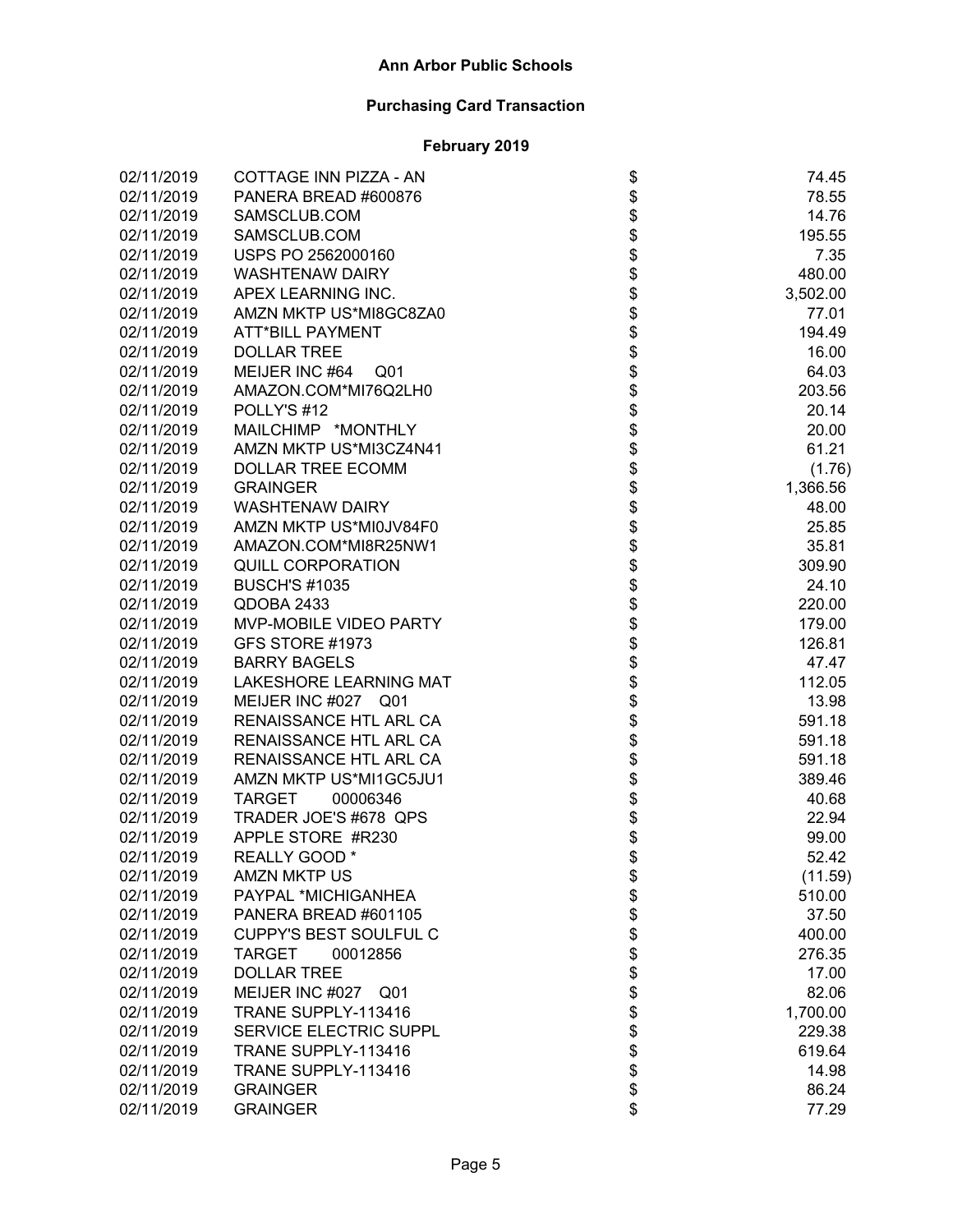# Ann Arbor Public Schools

## Purchasing Card Transaction

### February 2019

| | | | |
|---|---|---|---|
| 02/11/2019 | COTTAGE INN PIZZA - AN | $ | 74.45 |
| 02/11/2019 | PANERA BREAD #600876 | $ | 78.55 |
| 02/11/2019 | SAMSCLUB.COM | $ | 14.76 |
| 02/11/2019 | SAMSCLUB.COM | $ | 195.55 |
| 02/11/2019 | USPS PO 2562000160 | $ | 7.35 |
| 02/11/2019 | WASHTENAW DAIRY | $ | 480.00 |
| 02/11/2019 | APEX LEARNING INC. | $ | 3,502.00 |
| 02/11/2019 | AMZN MKTP US*MI8GC8ZA0 | $ | 77.01 |
| 02/11/2019 | ATT*BILL PAYMENT | $ | 194.49 |
| 02/11/2019 | DOLLAR TREE | $ | 16.00 |
| 02/11/2019 | MEIJER INC #64 Q01 | $ | 64.03 |
| 02/11/2019 | AMAZON.COM*MI76Q2LH0 | $ | 203.56 |
| 02/11/2019 | POLLY'S #12 | $ | 20.14 |
| 02/11/2019 | MAILCHIMP *MONTHLY | $ | 20.00 |
| 02/11/2019 | AMZN MKTP US*MI3CZ4N41 | $ | 61.21 |
| 02/11/2019 | DOLLAR TREE ECOMM | $ | (1.76) |
| 02/11/2019 | GRAINGER | $ | 1,366.56 |
| 02/11/2019 | WASHTENAW DAIRY | $ | 48.00 |
| 02/11/2019 | AMZN MKTP US*MI0JV84F0 | $ | 25.85 |
| 02/11/2019 | AMAZON.COM*MI8R25NW1 | $ | 35.81 |
| 02/11/2019 | QUILL CORPORATION | $ | 309.90 |
| 02/11/2019 | BUSCH'S #1035 | $ | 24.10 |
| 02/11/2019 | QDOBA 2433 | $ | 220.00 |
| 02/11/2019 | MVP-MOBILE VIDEO PARTY | $ | 179.00 |
| 02/11/2019 | GFS STORE #1973 | $ | 126.81 |
| 02/11/2019 | BARRY BAGELS | $ | 47.47 |
| 02/11/2019 | LAKESHORE LEARNING MAT | $ | 112.05 |
| 02/11/2019 | MEIJER INC #027 Q01 | $ | 13.98 |
| 02/11/2019 | RENAISSANCE HTL ARL CA | $ | 591.18 |
| 02/11/2019 | RENAISSANCE HTL ARL CA | $ | 591.18 |
| 02/11/2019 | RENAISSANCE HTL ARL CA | $ | 591.18 |
| 02/11/2019 | AMZN MKTP US*MI1GC5JU1 | $ | 389.46 |
| 02/11/2019 | TARGET 00006346 | $ | 40.68 |
| 02/11/2019 | TRADER JOE'S #678 QPS | $ | 22.94 |
| 02/11/2019 | APPLE STORE #R230 | $ | 99.00 |
| 02/11/2019 | REALLY GOOD * | $ | 52.42 |
| 02/11/2019 | AMZN MKTP US | $ | (11.59) |
| 02/11/2019 | PAYPAL *MICHIGANHEA | $ | 510.00 |
| 02/11/2019 | PANERA BREAD #601105 | $ | 37.50 |
| 02/11/2019 | CUPPY'S BEST SOULFUL C | $ | 400.00 |
| 02/11/2019 | TARGET 00012856 | $ | 276.35 |
| 02/11/2019 | DOLLAR TREE | $ | 17.00 |
| 02/11/2019 | MEIJER INC #027 Q01 | $ | 82.06 |
| 02/11/2019 | TRANE SUPPLY-113416 | $ | 1,700.00 |
| 02/11/2019 | SERVICE ELECTRIC SUPPL | $ | 229.38 |
| 02/11/2019 | TRANE SUPPLY-113416 | $ | 619.64 |
| 02/11/2019 | TRANE SUPPLY-113416 | $ | 14.98 |
| 02/11/2019 | GRAINGER | $ | 86.24 |
| 02/11/2019 | GRAINGER | $ | 77.29 |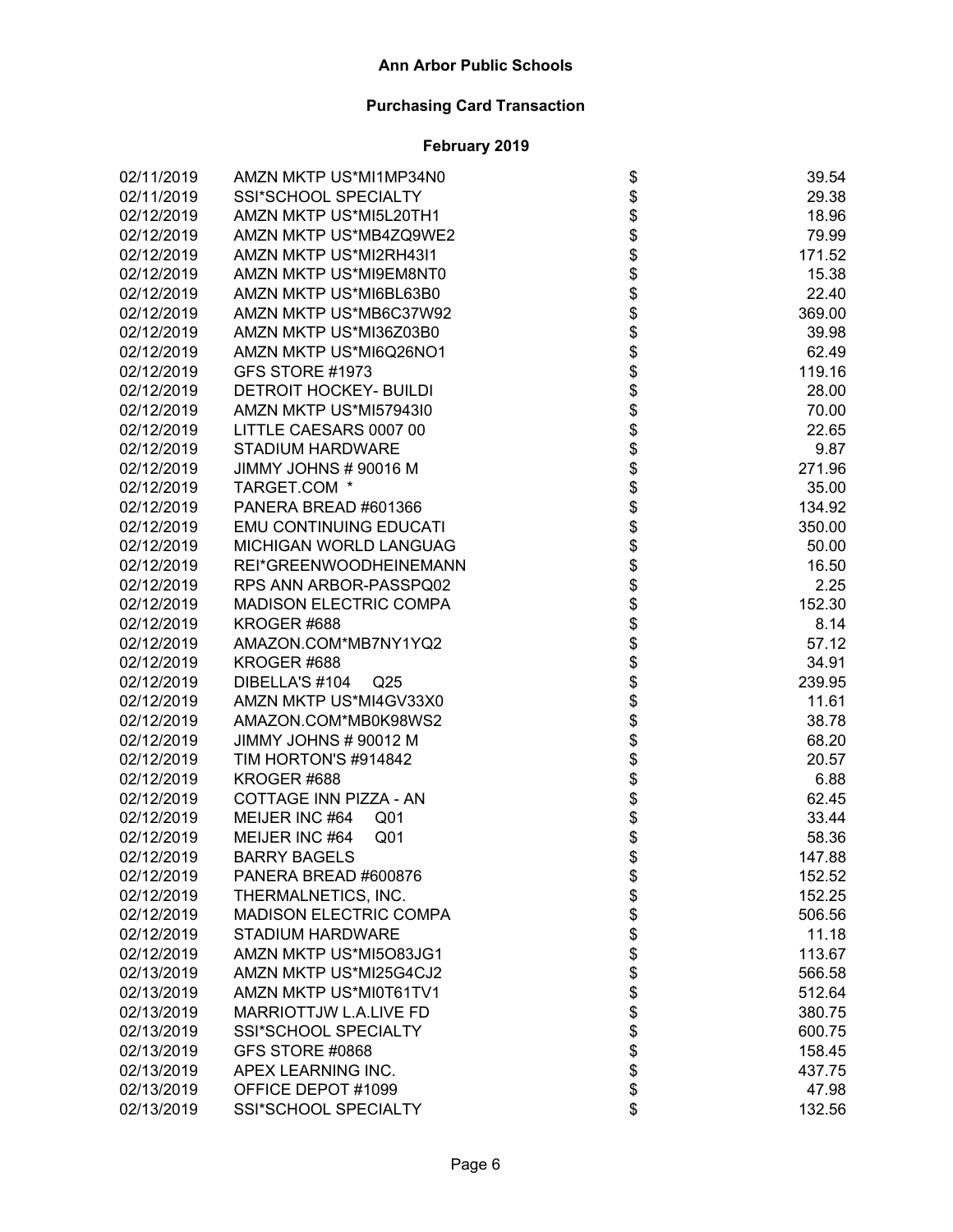# Ann Arbor Public Schools

## Purchasing Card Transaction

### February 2019

| | | | |
|---|---|---|---|
| 02/11/2019 | AMZN MKTP US*MI1MP34N0 | $ | 39.54 |
| 02/11/2019 | SSI*SCHOOL SPECIALTY | $ | 29.38 |
| 02/12/2019 | AMZN MKTP US*MI5L20TH1 | $ | 18.96 |
| 02/12/2019 | AMZN MKTP US*MB4ZQ9WE2 | $ | 79.99 |
| 02/12/2019 | AMZN MKTP US*MI2RH43I1 | $ | 171.52 |
| 02/12/2019 | AMZN MKTP US*MI9EM8NT0 | $ | 15.38 |
| 02/12/2019 | AMZN MKTP US*MI6BL63B0 | $ | 22.40 |
| 02/12/2019 | AMZN MKTP US*MB6C37W92 | $ | 369.00 |
| 02/12/2019 | AMZN MKTP US*MI36Z03B0 | $ | 39.98 |
| 02/12/2019 | AMZN MKTP US*MI6Q26NO1 | $ | 62.49 |
| 02/12/2019 | GFS STORE #1973 | $ | 119.16 |
| 02/12/2019 | DETROIT HOCKEY- BUILDI | $ | 28.00 |
| 02/12/2019 | AMZN MKTP US*MI57943I0 | $ | 70.00 |
| 02/12/2019 | LITTLE CAESARS 0007 00 | $ | 22.65 |
| 02/12/2019 | STADIUM HARDWARE | $ | 9.87 |
| 02/12/2019 | JIMMY JOHNS # 90016 M | $ | 271.96 |
| 02/12/2019 | TARGET.COM * | $ | 35.00 |
| 02/12/2019 | PANERA BREAD #601366 | $ | 134.92 |
| 02/12/2019 | EMU CONTINUING EDUCATI | $ | 350.00 |
| 02/12/2019 | MICHIGAN WORLD LANGUAG | $ | 50.00 |
| 02/12/2019 | REI*GREENWOODHEINEMANN | $ | 16.50 |
| 02/12/2019 | RPS ANN ARBOR-PASSPQ02 | $ | 2.25 |
| 02/12/2019 | MADISON ELECTRIC COMPA | $ | 152.30 |
| 02/12/2019 | KROGER #688 | $ | 8.14 |
| 02/12/2019 | AMAZON.COM*MB7NY1YQ2 | $ | 57.12 |
| 02/12/2019 | KROGER #688 | $ | 34.91 |
| 02/12/2019 | DIBELLA'S #104 Q25 | $ | 239.95 |
| 02/12/2019 | AMZN MKTP US*MI4GV33X0 | $ | 11.61 |
| 02/12/2019 | AMAZON.COM*MB0K98WS2 | $ | 38.78 |
| 02/12/2019 | JIMMY JOHNS # 90012 M | $ | 68.20 |
| 02/12/2019 | TIM HORTON'S #914842 | $ | 20.57 |
| 02/12/2019 | KROGER #688 | $ | 6.88 |
| 02/12/2019 | COTTAGE INN PIZZA - AN | $ | 62.45 |
| 02/12/2019 | MEIJER INC #64 Q01 | $ | 33.44 |
| 02/12/2019 | MEIJER INC #64 Q01 | $ | 58.36 |
| 02/12/2019 | BARRY BAGELS | $ | 147.88 |
| 02/12/2019 | PANERA BREAD #600876 | $ | 152.52 |
| 02/12/2019 | THERMALNETICS, INC. | $ | 152.25 |
| 02/12/2019 | MADISON ELECTRIC COMPA | $ | 506.56 |
| 02/12/2019 | STADIUM HARDWARE | $ | 11.18 |
| 02/12/2019 | AMZN MKTP US*MI5O83JG1 | $ | 113.67 |
| 02/13/2019 | AMZN MKTP US*MI25G4CJ2 | $ | 566.58 |
| 02/13/2019 | AMZN MKTP US*MI0T61TV1 | $ | 512.64 |
| 02/13/2019 | MARRIOTTJW L.A.LIVE FD | $ | 380.75 |
| 02/13/2019 | SSI*SCHOOL SPECIALTY | $ | 600.75 |
| 02/13/2019 | GFS STORE #0868 | $ | 158.45 |
| 02/13/2019 | APEX LEARNING INC. | $ | 437.75 |
| 02/13/2019 | OFFICE DEPOT #1099 | $ | 47.98 |
| 02/13/2019 | SSI*SCHOOL SPECIALTY | $ | 132.56 |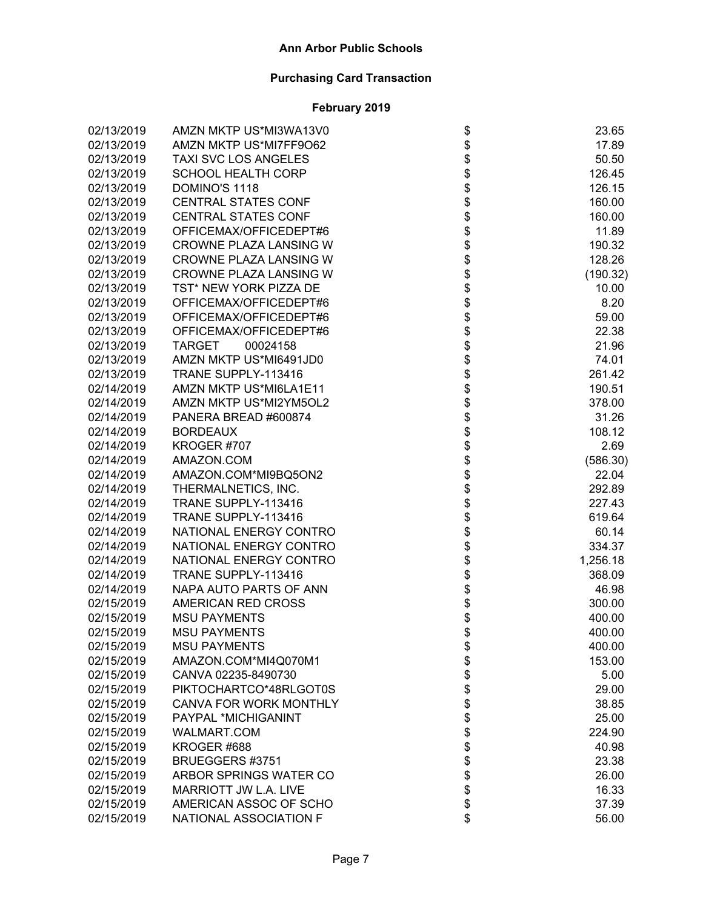# Ann Arbor Public Schools

## Purchasing Card Transaction

### February 2019

| Date | Vendor | | Amount |
|---|---|---|---|
| 02/13/2019 | AMZN MKTP US*MI3WA13V0 | $ | 23.65 |
| 02/13/2019 | AMZN MKTP US*MI7FF9O62 | $ | 17.89 |
| 02/13/2019 | TAXI SVC LOS ANGELES | $ | 50.50 |
| 02/13/2019 | SCHOOL HEALTH CORP | $ | 126.45 |
| 02/13/2019 | DOMINO'S 1118 | $ | 126.15 |
| 02/13/2019 | CENTRAL STATES CONF | $ | 160.00 |
| 02/13/2019 | CENTRAL STATES CONF | $ | 160.00 |
| 02/13/2019 | OFFICEMAX/OFFICEDEPT#6 | $ | 11.89 |
| 02/13/2019 | CROWNE PLAZA LANSING W | $ | 190.32 |
| 02/13/2019 | CROWNE PLAZA LANSING W | $ | 128.26 |
| 02/13/2019 | CROWNE PLAZA LANSING W | $ | (190.32) |
| 02/13/2019 | TST* NEW YORK PIZZA DE | $ | 10.00 |
| 02/13/2019 | OFFICEMAX/OFFICEDEPT#6 | $ | 8.20 |
| 02/13/2019 | OFFICEMAX/OFFICEDEPT#6 | $ | 59.00 |
| 02/13/2019 | OFFICEMAX/OFFICEDEPT#6 | $ | 22.38 |
| 02/13/2019 | TARGET 00024158 | $ | 21.96 |
| 02/13/2019 | AMZN MKTP US*MI6491JD0 | $ | 74.01 |
| 02/13/2019 | TRANE SUPPLY-113416 | $ | 261.42 |
| 02/14/2019 | AMZN MKTP US*MI6LA1E11 | $ | 190.51 |
| 02/14/2019 | AMZN MKTP US*MI2YM5OL2 | $ | 378.00 |
| 02/14/2019 | PANERA BREAD #600874 | $ | 31.26 |
| 02/14/2019 | BORDEAUX | $ | 108.12 |
| 02/14/2019 | KROGER #707 | $ | 2.69 |
| 02/14/2019 | AMAZON.COM | $ | (586.30) |
| 02/14/2019 | AMAZON.COM*MI9BQ5ON2 | $ | 22.04 |
| 02/14/2019 | THERMALNETICS, INC. | $ | 292.89 |
| 02/14/2019 | TRANE SUPPLY-113416 | $ | 227.43 |
| 02/14/2019 | TRANE SUPPLY-113416 | $ | 619.64 |
| 02/14/2019 | NATIONAL ENERGY CONTRO | $ | 60.14 |
| 02/14/2019 | NATIONAL ENERGY CONTRO | $ | 334.37 |
| 02/14/2019 | NATIONAL ENERGY CONTRO | $ | 1,256.18 |
| 02/14/2019 | TRANE SUPPLY-113416 | $ | 368.09 |
| 02/14/2019 | NAPA AUTO PARTS OF ANN | $ | 46.98 |
| 02/15/2019 | AMERICAN RED CROSS | $ | 300.00 |
| 02/15/2019 | MSU PAYMENTS | $ | 400.00 |
| 02/15/2019 | MSU PAYMENTS | $ | 400.00 |
| 02/15/2019 | MSU PAYMENTS | $ | 400.00 |
| 02/15/2019 | AMAZON.COM*MI4Q070M1 | $ | 153.00 |
| 02/15/2019 | CANVA 02235-8490730 | $ | 5.00 |
| 02/15/2019 | PIKTOCHARTCO*48RLGOT0S | $ | 29.00 |
| 02/15/2019 | CANVA FOR WORK MONTHLY | $ | 38.85 |
| 02/15/2019 | PAYPAL *MICHIGANINT | $ | 25.00 |
| 02/15/2019 | WALMART.COM | $ | 224.90 |
| 02/15/2019 | KROGER #688 | $ | 40.98 |
| 02/15/2019 | BRUEGGERS #3751 | $ | 23.38 |
| 02/15/2019 | ARBOR SPRINGS WATER CO | $ | 26.00 |
| 02/15/2019 | MARRIOTT JW L.A. LIVE | $ | 16.33 |
| 02/15/2019 | AMERICAN ASSOC OF SCHO | $ | 37.39 |
| 02/15/2019 | NATIONAL ASSOCIATION F | $ | 56.00 |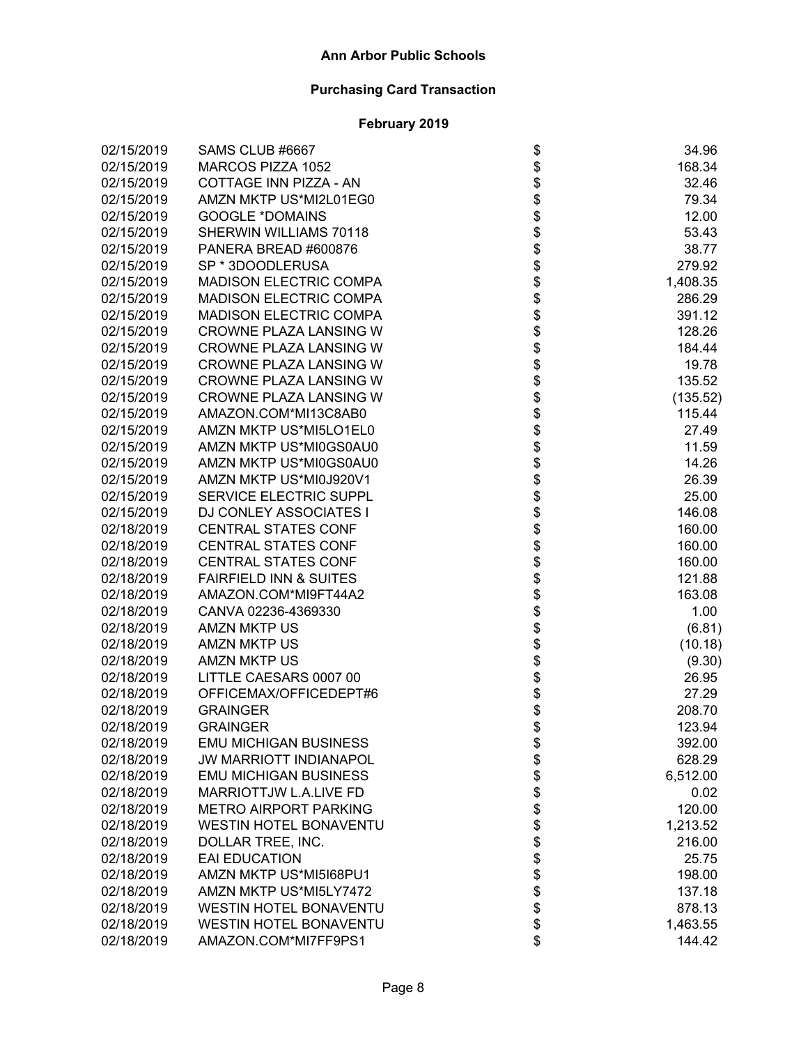# Ann Arbor Public Schools

## Purchasing Card Transaction

### February 2019

| Date | Vendor | | Amount |
|---|---|---|---|
| 02/15/2019 | SAMS CLUB #6667 | $ | 34.96 |
| 02/15/2019 | MARCOS PIZZA 1052 | $ | 168.34 |
| 02/15/2019 | COTTAGE INN PIZZA - AN | $ | 32.46 |
| 02/15/2019 | AMZN MKTP US*MI2L01EG0 | $ | 79.34 |
| 02/15/2019 | GOOGLE *DOMAINS | $ | 12.00 |
| 02/15/2019 | SHERWIN WILLIAMS 70118 | $ | 53.43 |
| 02/15/2019 | PANERA BREAD #600876 | $ | 38.77 |
| 02/15/2019 | SP * 3DOODLERUSA | $ | 279.92 |
| 02/15/2019 | MADISON ELECTRIC COMPA | $ | 1,408.35 |
| 02/15/2019 | MADISON ELECTRIC COMPA | $ | 286.29 |
| 02/15/2019 | MADISON ELECTRIC COMPA | $ | 391.12 |
| 02/15/2019 | CROWNE PLAZA LANSING W | $ | 128.26 |
| 02/15/2019 | CROWNE PLAZA LANSING W | $ | 184.44 |
| 02/15/2019 | CROWNE PLAZA LANSING W | $ | 19.78 |
| 02/15/2019 | CROWNE PLAZA LANSING W | $ | 135.52 |
| 02/15/2019 | CROWNE PLAZA LANSING W | $ | (135.52) |
| 02/15/2019 | AMAZON.COM*MI13C8AB0 | $ | 115.44 |
| 02/15/2019 | AMZN MKTP US*MI5LO1EL0 | $ | 27.49 |
| 02/15/2019 | AMZN MKTP US*MI0GS0AU0 | $ | 11.59 |
| 02/15/2019 | AMZN MKTP US*MI0GS0AU0 | $ | 14.26 |
| 02/15/2019 | AMZN MKTP US*MI0J920V1 | $ | 26.39 |
| 02/15/2019 | SERVICE ELECTRIC SUPPL | $ | 25.00 |
| 02/15/2019 | DJ CONLEY ASSOCIATES I | $ | 146.08 |
| 02/18/2019 | CENTRAL STATES CONF | $ | 160.00 |
| 02/18/2019 | CENTRAL STATES CONF | $ | 160.00 |
| 02/18/2019 | CENTRAL STATES CONF | $ | 160.00 |
| 02/18/2019 | FAIRFIELD INN & SUITES | $ | 121.88 |
| 02/18/2019 | AMAZON.COM*MI9FT44A2 | $ | 163.08 |
| 02/18/2019 | CANVA 02236-4369330 | $ | 1.00 |
| 02/18/2019 | AMZN MKTP US | $ | (6.81) |
| 02/18/2019 | AMZN MKTP US | $ | (10.18) |
| 02/18/2019 | AMZN MKTP US | $ | (9.30) |
| 02/18/2019 | LITTLE CAESARS 0007 00 | $ | 26.95 |
| 02/18/2019 | OFFICEMAX/OFFICEDEPT#6 | $ | 27.29 |
| 02/18/2019 | GRAINGER | $ | 208.70 |
| 02/18/2019 | GRAINGER | $ | 123.94 |
| 02/18/2019 | EMU MICHIGAN BUSINESS | $ | 392.00 |
| 02/18/2019 | JW MARRIOTT INDIANAPOL | $ | 628.29 |
| 02/18/2019 | EMU MICHIGAN BUSINESS | $ | 6,512.00 |
| 02/18/2019 | MARRIOTTJW L.A.LIVE FD | $ | 0.02 |
| 02/18/2019 | METRO AIRPORT PARKING | $ | 120.00 |
| 02/18/2019 | WESTIN HOTEL BONAVENTU | $ | 1,213.52 |
| 02/18/2019 | DOLLAR TREE, INC. | $ | 216.00 |
| 02/18/2019 | EAI EDUCATION | $ | 25.75 |
| 02/18/2019 | AMZN MKTP US*MI5I68PU1 | $ | 198.00 |
| 02/18/2019 | AMZN MKTP US*MI5LY7472 | $ | 137.18 |
| 02/18/2019 | WESTIN HOTEL BONAVENTU | $ | 878.13 |
| 02/18/2019 | WESTIN HOTEL BONAVENTU | $ | 1,463.55 |
| 02/18/2019 | AMAZON.COM*MI7FF9PS1 | $ | 144.42 |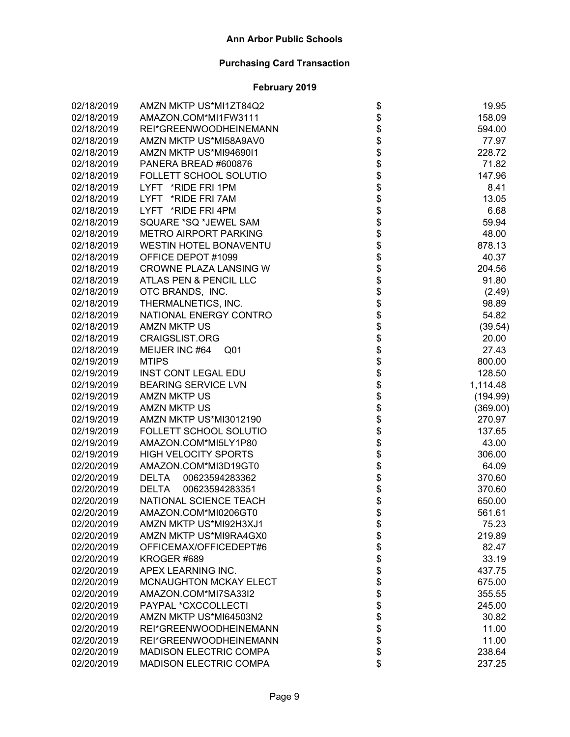# Ann Arbor Public Schools

## Purchasing Card Transaction

### February 2019

| Date | Vendor | | Amount |
|---|---|---|---|
| 02/18/2019 | AMZN MKTP US*MI1ZT84Q2 | $ | 19.95 |
| 02/18/2019 | AMAZON.COM*MI1FW3111 | $ | 158.09 |
| 02/18/2019 | REI*GREENWOODHEINEMANN | $ | 594.00 |
| 02/18/2019 | AMZN MKTP US*MI58A9AV0 | $ | 77.97 |
| 02/18/2019 | AMZN MKTP US*MI94690I1 | $ | 228.72 |
| 02/18/2019 | PANERA BREAD #600876 | $ | 71.82 |
| 02/18/2019 | FOLLETT SCHOOL SOLUTIO | $ | 147.96 |
| 02/18/2019 | LYFT *RIDE FRI 1PM | $ | 8.41 |
| 02/18/2019 | LYFT *RIDE FRI 7AM | $ | 13.05 |
| 02/18/2019 | LYFT *RIDE FRI 4PM | $ | 6.68 |
| 02/18/2019 | SQUARE *SQ *JEWEL SAM | $ | 59.94 |
| 02/18/2019 | METRO AIRPORT PARKING | $ | 48.00 |
| 02/18/2019 | WESTIN HOTEL BONAVENTU | $ | 878.13 |
| 02/18/2019 | OFFICE DEPOT #1099 | $ | 40.37 |
| 02/18/2019 | CROWNE PLAZA LANSING W | $ | 204.56 |
| 02/18/2019 | ATLAS PEN & PENCIL LLC | $ | 91.80 |
| 02/18/2019 | OTC BRANDS, INC. | $ | (2.49) |
| 02/18/2019 | THERMALNETICS, INC. | $ | 98.89 |
| 02/18/2019 | NATIONAL ENERGY CONTRO | $ | 54.82 |
| 02/18/2019 | AMZN MKTP US | $ | (39.54) |
| 02/18/2019 | CRAIGSLIST.ORG | $ | 20.00 |
| 02/18/2019 | MEIJER INC #64 Q01 | $ | 27.43 |
| 02/19/2019 | MTIPS | $ | 800.00 |
| 02/19/2019 | INST CONT LEGAL EDU | $ | 128.50 |
| 02/19/2019 | BEARING SERVICE LVN | $ | 1,114.48 |
| 02/19/2019 | AMZN MKTP US | $ | (194.99) |
| 02/19/2019 | AMZN MKTP US | $ | (369.00) |
| 02/19/2019 | AMZN MKTP US*MI3012190 | $ | 270.97 |
| 02/19/2019 | FOLLETT SCHOOL SOLUTIO | $ | 137.65 |
| 02/19/2019 | AMAZON.COM*MI5LY1P80 | $ | 43.00 |
| 02/19/2019 | HIGH VELOCITY SPORTS | $ | 306.00 |
| 02/20/2019 | AMAZON.COM*MI3D19GT0 | $ | 64.09 |
| 02/20/2019 | DELTA 00623594283362 | $ | 370.60 |
| 02/20/2019 | DELTA 00623594283351 | $ | 370.60 |
| 02/20/2019 | NATIONAL SCIENCE TEACH | $ | 650.00 |
| 02/20/2019 | AMAZON.COM*MI0206GT0 | $ | 561.61 |
| 02/20/2019 | AMZN MKTP US*MI92H3XJ1 | $ | 75.23 |
| 02/20/2019 | AMZN MKTP US*MI9RA4GX0 | $ | 219.89 |
| 02/20/2019 | OFFICEMAX/OFFICEDEPT#6 | $ | 82.47 |
| 02/20/2019 | KROGER #689 | $ | 33.19 |
| 02/20/2019 | APEX LEARNING INC. | $ | 437.75 |
| 02/20/2019 | MCNAUGHTON MCKAY ELECT | $ | 675.00 |
| 02/20/2019 | AMAZON.COM*MI7SA33I2 | $ | 355.55 |
| 02/20/2019 | PAYPAL *CXCCOLLECTI | $ | 245.00 |
| 02/20/2019 | AMZN MKTP US*MI64503N2 | $ | 30.82 |
| 02/20/2019 | REI*GREENWOODHEINEMANN | $ | 11.00 |
| 02/20/2019 | REI*GREENWOODHEINEMANN | $ | 11.00 |
| 02/20/2019 | MADISON ELECTRIC COMPA | $ | 238.64 |
| 02/20/2019 | MADISON ELECTRIC COMPA | $ | 237.25 |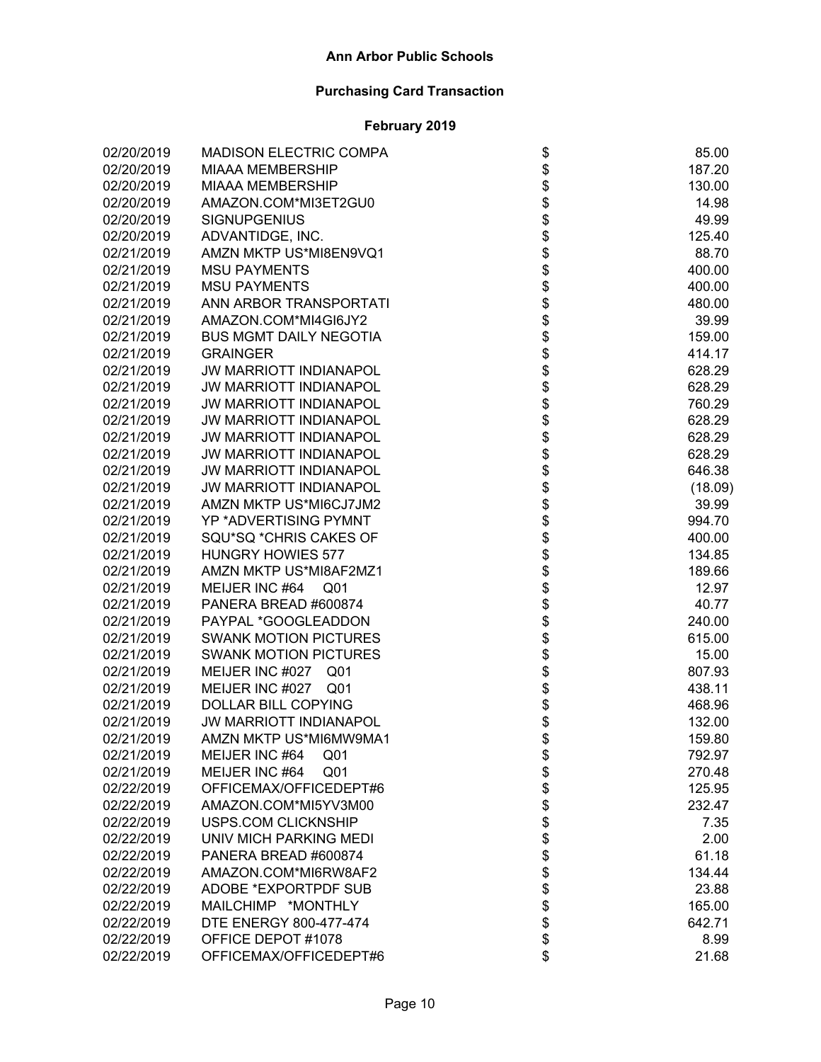# Ann Arbor Public Schools

## Purchasing Card Transaction

### February 2019

| Date | Vendor | | Amount |
|---|---|---|---|
| 02/20/2019 | MADISON ELECTRIC COMPA | $ | 85.00 |
| 02/20/2019 | MIAAA MEMBERSHIP | $ | 187.20 |
| 02/20/2019 | MIAAA MEMBERSHIP | $ | 130.00 |
| 02/20/2019 | AMAZON.COM*MI3ET2GU0 | $ | 14.98 |
| 02/20/2019 | SIGNUPGENIUS | $ | 49.99 |
| 02/20/2019 | ADVANTIDGE, INC. | $ | 125.40 |
| 02/21/2019 | AMZN MKTP US*MI8EN9VQ1 | $ | 88.70 |
| 02/21/2019 | MSU PAYMENTS | $ | 400.00 |
| 02/21/2019 | MSU PAYMENTS | $ | 400.00 |
| 02/21/2019 | ANN ARBOR TRANSPORTATI | $ | 480.00 |
| 02/21/2019 | AMAZON.COM*MI4GI6JY2 | $ | 39.99 |
| 02/21/2019 | BUS MGMT DAILY NEGOTIA | $ | 159.00 |
| 02/21/2019 | GRAINGER | $ | 414.17 |
| 02/21/2019 | JW MARRIOTT INDIANAPOL | $ | 628.29 |
| 02/21/2019 | JW MARRIOTT INDIANAPOL | $ | 628.29 |
| 02/21/2019 | JW MARRIOTT INDIANAPOL | $ | 760.29 |
| 02/21/2019 | JW MARRIOTT INDIANAPOL | $ | 628.29 |
| 02/21/2019 | JW MARRIOTT INDIANAPOL | $ | 628.29 |
| 02/21/2019 | JW MARRIOTT INDIANAPOL | $ | 628.29 |
| 02/21/2019 | JW MARRIOTT INDIANAPOL | $ | 646.38 |
| 02/21/2019 | JW MARRIOTT INDIANAPOL | $ | (18.09) |
| 02/21/2019 | AMZN MKTP US*MI6CJ7JM2 | $ | 39.99 |
| 02/21/2019 | YP *ADVERTISING PYMNT | $ | 994.70 |
| 02/21/2019 | SQU*SQ *CHRIS CAKES OF | $ | 400.00 |
| 02/21/2019 | HUNGRY HOWIES 577 | $ | 134.85 |
| 02/21/2019 | AMZN MKTP US*MI8AF2MZ1 | $ | 189.66 |
| 02/21/2019 | MEIJER INC #64 Q01 | $ | 12.97 |
| 02/21/2019 | PANERA BREAD #600874 | $ | 40.77 |
| 02/21/2019 | PAYPAL *GOOGLEADDON | $ | 240.00 |
| 02/21/2019 | SWANK MOTION PICTURES | $ | 615.00 |
| 02/21/2019 | SWANK MOTION PICTURES | $ | 15.00 |
| 02/21/2019 | MEIJER INC #027 Q01 | $ | 807.93 |
| 02/21/2019 | MEIJER INC #027 Q01 | $ | 438.11 |
| 02/21/2019 | DOLLAR BILL COPYING | $ | 468.96 |
| 02/21/2019 | JW MARRIOTT INDIANAPOL | $ | 132.00 |
| 02/21/2019 | AMZN MKTP US*MI6MW9MA1 | $ | 159.80 |
| 02/21/2019 | MEIJER INC #64 Q01 | $ | 792.97 |
| 02/21/2019 | MEIJER INC #64 Q01 | $ | 270.48 |
| 02/22/2019 | OFFICEMAX/OFFICEDEPT#6 | $ | 125.95 |
| 02/22/2019 | AMAZON.COM*MI5YV3M00 | $ | 232.47 |
| 02/22/2019 | USPS.COM CLICKNSHIP | $ | 7.35 |
| 02/22/2019 | UNIV MICH PARKING MEDI | $ | 2.00 |
| 02/22/2019 | PANERA BREAD #600874 | $ | 61.18 |
| 02/22/2019 | AMAZON.COM*MI6RW8AF2 | $ | 134.44 |
| 02/22/2019 | ADOBE *EXPORTPDF SUB | $ | 23.88 |
| 02/22/2019 | MAILCHIMP *MONTHLY | $ | 165.00 |
| 02/22/2019 | DTE ENERGY 800-477-474 | $ | 642.71 |
| 02/22/2019 | OFFICE DEPOT #1078 | $ | 8.99 |
| 02/22/2019 | OFFICEMAX/OFFICEDEPT#6 | $ | 21.68 |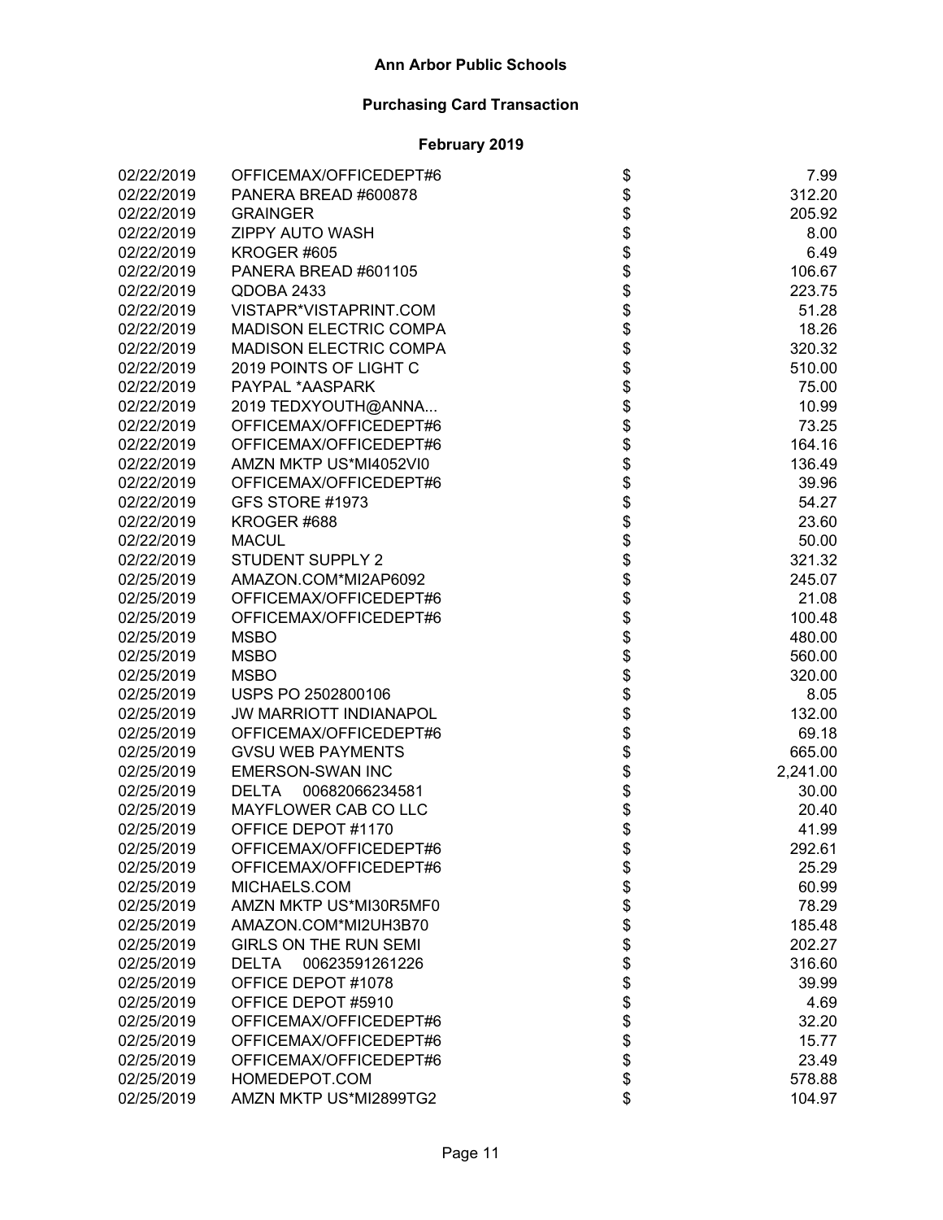# Ann Arbor Public Schools

## Purchasing Card Transaction

### February 2019

| | | | |
|---|---|---|---|
| 02/22/2019 | OFFICEMAX/OFFICEDEPT#6 | $ | 7.99 |
| 02/22/2019 | PANERA BREAD #600878 | $ | 312.20 |
| 02/22/2019 | GRAINGER | $ | 205.92 |
| 02/22/2019 | ZIPPY AUTO WASH | $ | 8.00 |
| 02/22/2019 | KROGER #605 | $ | 6.49 |
| 02/22/2019 | PANERA BREAD #601105 | $ | 106.67 |
| 02/22/2019 | QDOBA 2433 | $ | 223.75 |
| 02/22/2019 | VISTAPR*VISTAPRINT.COM | $ | 51.28 |
| 02/22/2019 | MADISON ELECTRIC COMPA | $ | 18.26 |
| 02/22/2019 | MADISON ELECTRIC COMPA | $ | 320.32 |
| 02/22/2019 | 2019 POINTS OF LIGHT C | $ | 510.00 |
| 02/22/2019 | PAYPAL *AASPARK | $ | 75.00 |
| 02/22/2019 | 2019 TEDXYOUTH@ANNA... | $ | 10.99 |
| 02/22/2019 | OFFICEMAX/OFFICEDEPT#6 | $ | 73.25 |
| 02/22/2019 | OFFICEMAX/OFFICEDEPT#6 | $ | 164.16 |
| 02/22/2019 | AMZN MKTP US*MI4052VI0 | $ | 136.49 |
| 02/22/2019 | OFFICEMAX/OFFICEDEPT#6 | $ | 39.96 |
| 02/22/2019 | GFS STORE #1973 | $ | 54.27 |
| 02/22/2019 | KROGER #688 | $ | 23.60 |
| 02/22/2019 | MACUL | $ | 50.00 |
| 02/22/2019 | STUDENT SUPPLY 2 | $ | 321.32 |
| 02/25/2019 | AMAZON.COM*MI2AP6092 | $ | 245.07 |
| 02/25/2019 | OFFICEMAX/OFFICEDEPT#6 | $ | 21.08 |
| 02/25/2019 | OFFICEMAX/OFFICEDEPT#6 | $ | 100.48 |
| 02/25/2019 | MSBO | $ | 480.00 |
| 02/25/2019 | MSBO | $ | 560.00 |
| 02/25/2019 | MSBO | $ | 320.00 |
| 02/25/2019 | USPS PO 2502800106 | $ | 8.05 |
| 02/25/2019 | JW MARRIOTT INDIANAPOL | $ | 132.00 |
| 02/25/2019 | OFFICEMAX/OFFICEDEPT#6 | $ | 69.18 |
| 02/25/2019 | GVSU WEB PAYMENTS | $ | 665.00 |
| 02/25/2019 | EMERSON-SWAN INC | $ | 2,241.00 |
| 02/25/2019 | DELTA 00682066234581 | $ | 30.00 |
| 02/25/2019 | MAYFLOWER CAB CO LLC | $ | 20.40 |
| 02/25/2019 | OFFICE DEPOT #1170 | $ | 41.99 |
| 02/25/2019 | OFFICEMAX/OFFICEDEPT#6 | $ | 292.61 |
| 02/25/2019 | OFFICEMAX/OFFICEDEPT#6 | $ | 25.29 |
| 02/25/2019 | MICHAELS.COM | $ | 60.99 |
| 02/25/2019 | AMZN MKTP US*MI30R5MF0 | $ | 78.29 |
| 02/25/2019 | AMAZON.COM*MI2UH3B70 | $ | 185.48 |
| 02/25/2019 | GIRLS ON THE RUN SEMI | $ | 202.27 |
| 02/25/2019 | DELTA 00623591261226 | $ | 316.60 |
| 02/25/2019 | OFFICE DEPOT #1078 | $ | 39.99 |
| 02/25/2019 | OFFICE DEPOT #5910 | $ | 4.69 |
| 02/25/2019 | OFFICEMAX/OFFICEDEPT#6 | $ | 32.20 |
| 02/25/2019 | OFFICEMAX/OFFICEDEPT#6 | $ | 15.77 |
| 02/25/2019 | OFFICEMAX/OFFICEDEPT#6 | $ | 23.49 |
| 02/25/2019 | HOMEDEPOT.COM | $ | 578.88 |
| 02/25/2019 | AMZN MKTP US*MI2899TG2 | $ | 104.97 |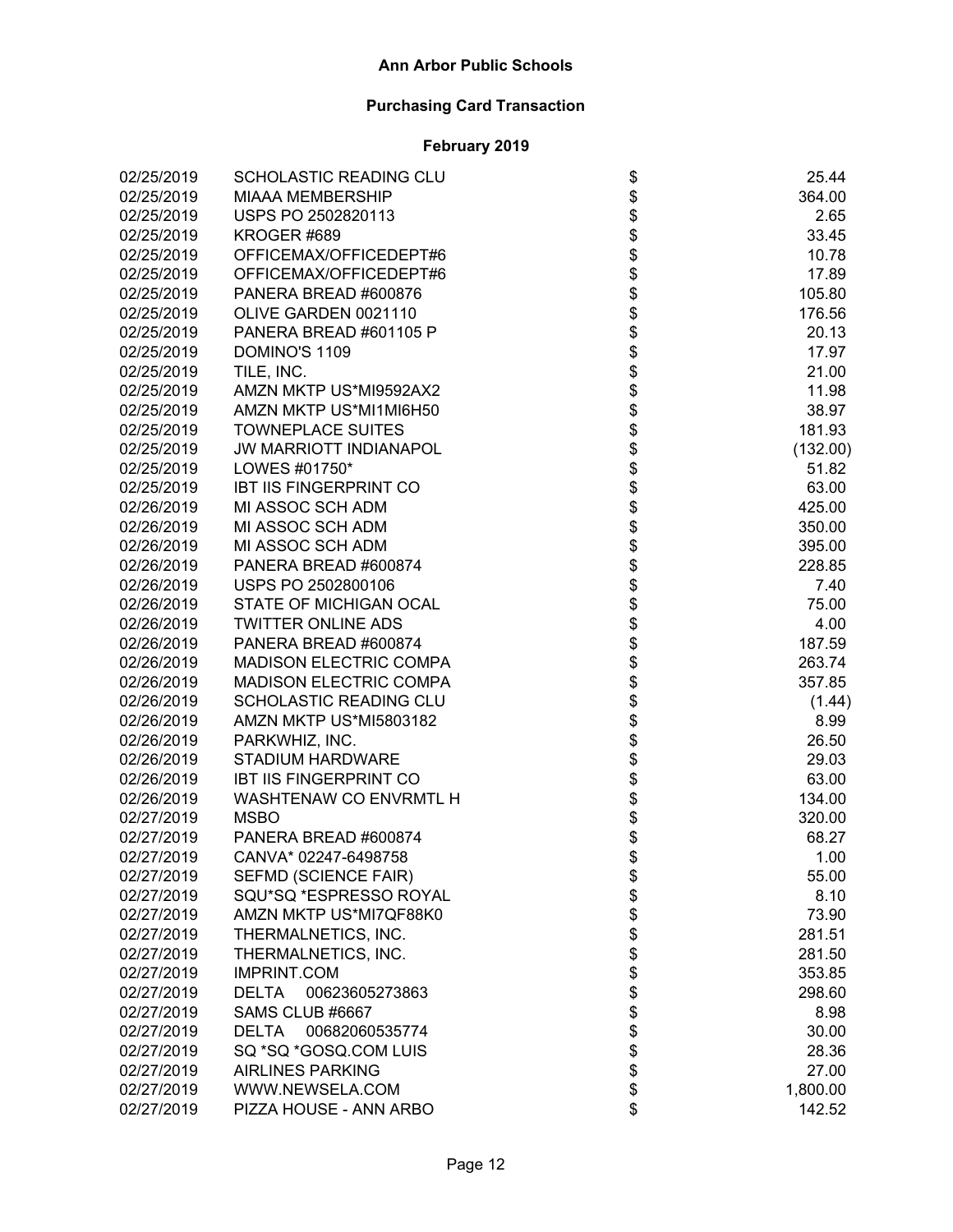# Ann Arbor Public Schools

## Purchasing Card Transaction

### February 2019

| Date | Vendor | | Amount |
|---|---|---|---|
| 02/25/2019 | SCHOLASTIC READING CLU | $ | 25.44 |
| 02/25/2019 | MIAAA MEMBERSHIP | $ | 364.00 |
| 02/25/2019 | USPS PO 2502820113 | $ | 2.65 |
| 02/25/2019 | KROGER #689 | $ | 33.45 |
| 02/25/2019 | OFFICEMAX/OFFICEDEPT#6 | $ | 10.78 |
| 02/25/2019 | OFFICEMAX/OFFICEDEPT#6 | $ | 17.89 |
| 02/25/2019 | PANERA BREAD #600876 | $ | 105.80 |
| 02/25/2019 | OLIVE GARDEN 0021110 | $ | 176.56 |
| 02/25/2019 | PANERA BREAD #601105 P | $ | 20.13 |
| 02/25/2019 | DOMINO'S 1109 | $ | 17.97 |
| 02/25/2019 | TILE, INC. | $ | 21.00 |
| 02/25/2019 | AMZN MKTP US*MI9592AX2 | $ | 11.98 |
| 02/25/2019 | AMZN MKTP US*MI1MI6H50 | $ | 38.97 |
| 02/25/2019 | TOWNEPLACE SUITES | $ | 181.93 |
| 02/25/2019 | JW MARRIOTT INDIANAPOL | $ | (132.00) |
| 02/25/2019 | LOWES #01750* | $ | 51.82 |
| 02/25/2019 | IBT IIS FINGERPRINT CO | $ | 63.00 |
| 02/26/2019 | MI ASSOC SCH ADM | $ | 425.00 |
| 02/26/2019 | MI ASSOC SCH ADM | $ | 350.00 |
| 02/26/2019 | MI ASSOC SCH ADM | $ | 395.00 |
| 02/26/2019 | PANERA BREAD #600874 | $ | 228.85 |
| 02/26/2019 | USPS PO 2502800106 | $ | 7.40 |
| 02/26/2019 | STATE OF MICHIGAN OCAL | $ | 75.00 |
| 02/26/2019 | TWITTER ONLINE ADS | $ | 4.00 |
| 02/26/2019 | PANERA BREAD #600874 | $ | 187.59 |
| 02/26/2019 | MADISON ELECTRIC COMPA | $ | 263.74 |
| 02/26/2019 | MADISON ELECTRIC COMPA | $ | 357.85 |
| 02/26/2019 | SCHOLASTIC READING CLU | $ | (1.44) |
| 02/26/2019 | AMZN MKTP US*MI5803182 | $ | 8.99 |
| 02/26/2019 | PARKWHIZ, INC. | $ | 26.50 |
| 02/26/2019 | STADIUM HARDWARE | $ | 29.03 |
| 02/26/2019 | IBT IIS FINGERPRINT CO | $ | 63.00 |
| 02/26/2019 | WASHTENAW CO ENVRMTL H | $ | 134.00 |
| 02/27/2019 | MSBO | $ | 320.00 |
| 02/27/2019 | PANERA BREAD #600874 | $ | 68.27 |
| 02/27/2019 | CANVA* 02247-6498758 | $ | 1.00 |
| 02/27/2019 | SEFMD (SCIENCE FAIR) | $ | 55.00 |
| 02/27/2019 | SQU*SQ *ESPRESSO ROYAL | $ | 8.10 |
| 02/27/2019 | AMZN MKTP US*MI7QF88K0 | $ | 73.90 |
| 02/27/2019 | THERMALNETICS, INC. | $ | 281.51 |
| 02/27/2019 | THERMALNETICS, INC. | $ | 281.50 |
| 02/27/2019 | IMPRINT.COM | $ | 353.85 |
| 02/27/2019 | DELTA 00623605273863 | $ | 298.60 |
| 02/27/2019 | SAMS CLUB #6667 | $ | 8.98 |
| 02/27/2019 | DELTA 00682060535774 | $ | 30.00 |
| 02/27/2019 | SQ *SQ *GOSQ.COM LUIS | $ | 28.36 |
| 02/27/2019 | AIRLINES PARKING | $ | 27.00 |
| 02/27/2019 | WWW.NEWSELA.COM | $ | 1,800.00 |
| 02/27/2019 | PIZZA HOUSE - ANN ARBO | $ | 142.52 |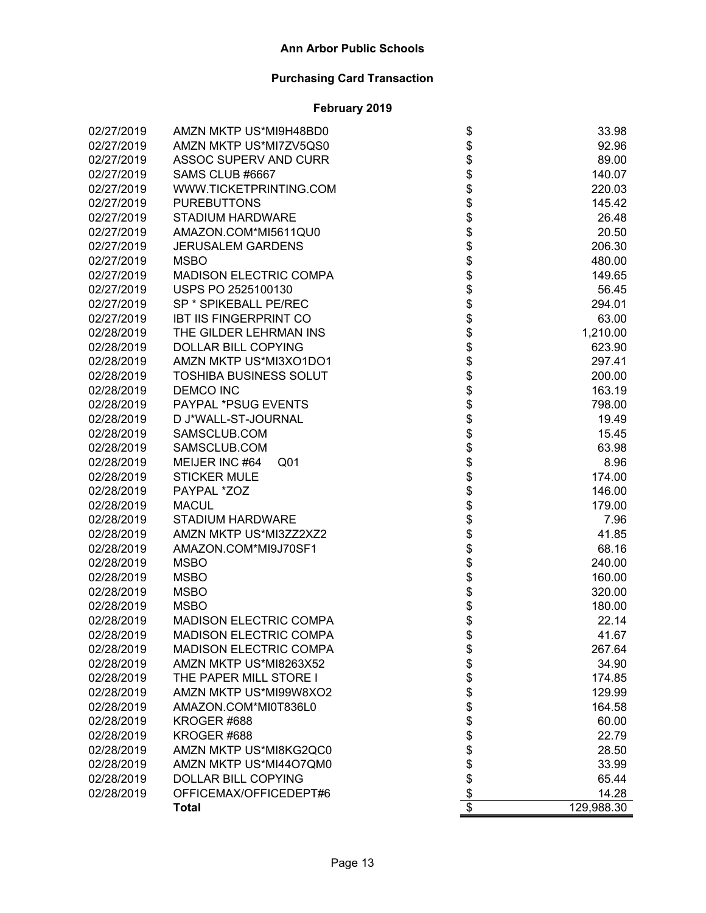# Ann Arbor Public Schools

## Purchasing Card Transaction

### February 2019

| | | | |
|---|---|---|---|
| 02/27/2019 | AMZN MKTP US*MI9H48BD0 | $ | 33.98 |
| 02/27/2019 | AMZN MKTP US*MI7ZV5QS0 | $ | 92.96 |
| 02/27/2019 | ASSOC SUPERV AND CURR | $ | 89.00 |
| 02/27/2019 | SAMS CLUB #6667 | $ | 140.07 |
| 02/27/2019 | WWW.TICKETPRINTING.COM | $ | 220.03 |
| 02/27/2019 | PUREBUTTONS | $ | 145.42 |
| 02/27/2019 | STADIUM HARDWARE | $ | 26.48 |
| 02/27/2019 | AMAZON.COM*MI5611QU0 | $ | 20.50 |
| 02/27/2019 | JERUSALEM GARDENS | $ | 206.30 |
| 02/27/2019 | MSBO | $ | 480.00 |
| 02/27/2019 | MADISON ELECTRIC COMPA | $ | 149.65 |
| 02/27/2019 | USPS PO 2525100130 | $ | 56.45 |
| 02/27/2019 | SP * SPIKEBALL PE/REC | $ | 294.01 |
| 02/27/2019 | IBT IIS FINGERPRINT CO | $ | 63.00 |
| 02/28/2019 | THE GILDER LEHRMAN INS | $ | 1,210.00 |
| 02/28/2019 | DOLLAR BILL COPYING | $ | 623.90 |
| 02/28/2019 | AMZN MKTP US*MI3XO1DO1 | $ | 297.41 |
| 02/28/2019 | TOSHIBA BUSINESS SOLUT | $ | 200.00 |
| 02/28/2019 | DEMCO INC | $ | 163.19 |
| 02/28/2019 | PAYPAL *PSUG EVENTS | $ | 798.00 |
| 02/28/2019 | D J*WALL-ST-JOURNAL | $ | 19.49 |
| 02/28/2019 | SAMSCLUB.COM | $ | 15.45 |
| 02/28/2019 | SAMSCLUB.COM | $ | 63.98 |
| 02/28/2019 | MEIJER INC #64 Q01 | $ | 8.96 |
| 02/28/2019 | STICKER MULE | $ | 174.00 |
| 02/28/2019 | PAYPAL *ZOZ | $ | 146.00 |
| 02/28/2019 | MACUL | $ | 179.00 |
| 02/28/2019 | STADIUM HARDWARE | $ | 7.96 |
| 02/28/2019 | AMZN MKTP US*MI3ZZ2XZ2 | $ | 41.85 |
| 02/28/2019 | AMAZON.COM*MI9J70SF1 | $ | 68.16 |
| 02/28/2019 | MSBO | $ | 240.00 |
| 02/28/2019 | MSBO | $ | 160.00 |
| 02/28/2019 | MSBO | $ | 320.00 |
| 02/28/2019 | MSBO | $ | 180.00 |
| 02/28/2019 | MADISON ELECTRIC COMPA | $ | 22.14 |
| 02/28/2019 | MADISON ELECTRIC COMPA | $ | 41.67 |
| 02/28/2019 | MADISON ELECTRIC COMPA | $ | 267.64 |
| 02/28/2019 | AMZN MKTP US*MI8263X52 | $ | 34.90 |
| 02/28/2019 | THE PAPER MILL STORE I | $ | 174.85 |
| 02/28/2019 | AMZN MKTP US*MI99W8XO2 | $ | 129.99 |
| 02/28/2019 | AMAZON.COM*MI0T836L0 | $ | 164.58 |
| 02/28/2019 | KROGER #688 | $ | 60.00 |
| 02/28/2019 | KROGER #688 | $ | 22.79 |
| 02/28/2019 | AMZN MKTP US*MI8KG2QC0 | $ | 28.50 |
| 02/28/2019 | AMZN MKTP US*MI44O7QM0 | $ | 33.99 |
| 02/28/2019 | DOLLAR BILL COPYING | $ | 65.44 |
| 02/28/2019 | OFFICEMAX/OFFICEDEPT#6 | $ | 14.28 |
| | **Total** | $ | 129,988.30 |